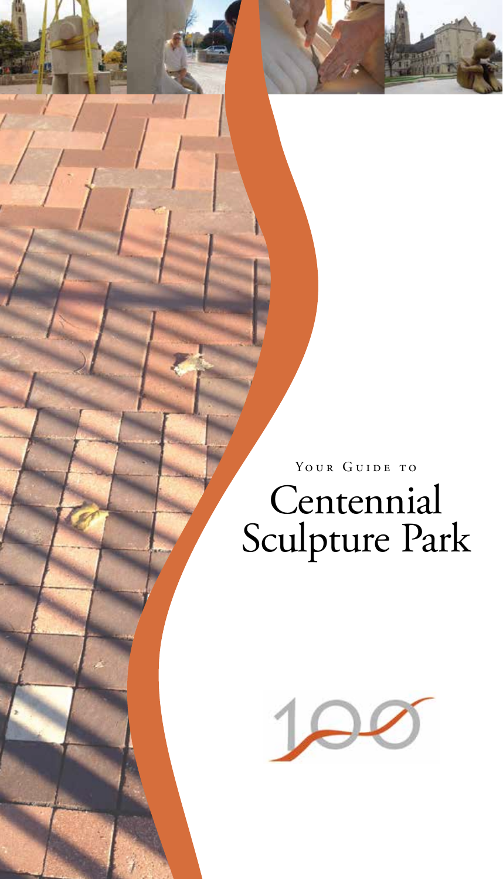Your Guide to

# Centennial Sculpture Park

100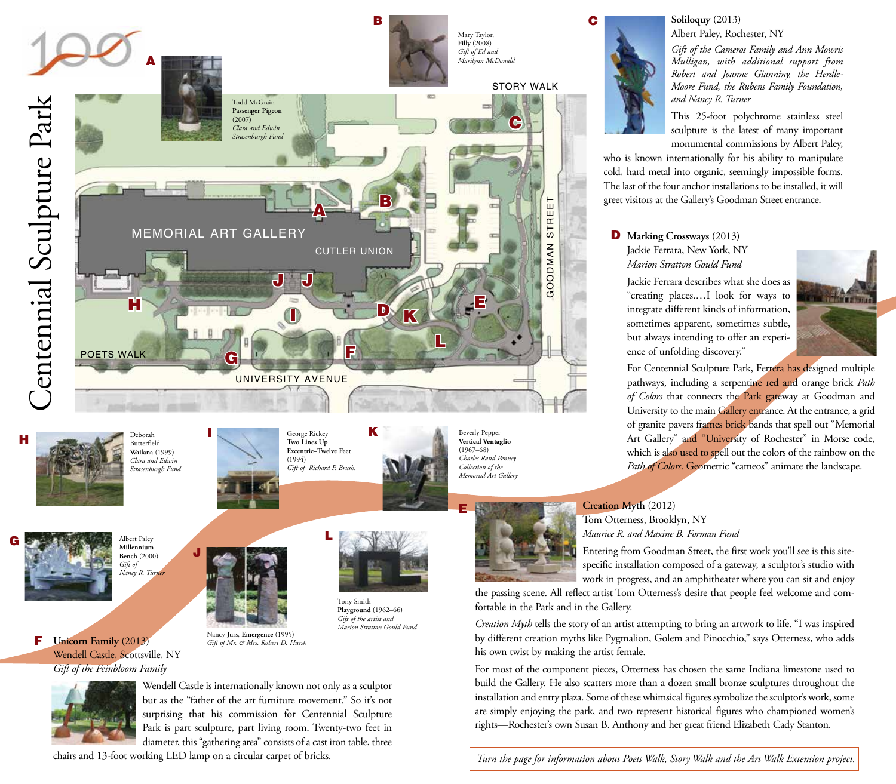# Centennial Sculpture Park

MEMORIAL ART GALLERY · CUTLER UNION · STORY WALK · GOODMAN STREET · POETS WALK · UNIVERSITY AVENUE

**A** Todd McGrain
**Passenger Pigeon**
(2007)
*Clara and Edwin Strasenburgh Fund*

**B** Mary Taylor,
**Filly** (2008)
*Gift of Ed and Marilynn McDonald*

## C

**Soliloquy** (2013)
Albert Paley, Rochester, NY
*Gift of the Cameros Family and Ann Mowris Mulligan, with additional support from Robert and Joanne Gianniny, the Herdle-Moore Fund, the Rubens Family Foundation, and Nancy R. Turner*

This 25-foot polychrome stainless steel sculpture is the latest of many important monumental commissions by Albert Paley, who is known internationally for his ability to manipulate cold, hard metal into organic, seemingly impossible forms. The last of the four anchor installations to be installed, it will greet visitors at the Gallery's Goodman Street entrance.

## D

**Marking Crossways** (2013)
Jackie Ferrara, New York, NY
*Marion Stratton Gould Fund*

Jackie Ferrara describes what she does as "creating places.…I look for ways to integrate different kinds of information, sometimes apparent, sometimes subtle, but always intending to offer an experience of unfolding discovery."

For Centennial Sculpture Park, Ferrera has designed multiple pathways, including a serpentine red and orange brick *Path of Colors* that connects the Park gateway at Goodman and University to the main Gallery entrance. At the entrance, a grid of granite pavers frames brick bands that spell out "Memorial Art Gallery" and "University of Rochester" in Morse code, which is also used to spell out the colors of the rainbow on the *Path of Colors*. Geometric "cameos" animate the landscape.

## E

**Creation Myth** (2012)
Tom Otterness, Brooklyn, NY
*Maurice R. and Maxine B. Forman Fund*

Entering from Goodman Street, the first work you'll see is this site-specific installation composed of a gateway, a sculptor's studio with work in progress, and an amphitheater where you can sit and enjoy the passing scene. All reflect artist Tom Otterness's desire that people feel welcome and comfortable in the Park and in the Gallery.

*Creation Myth* tells the story of an artist attempting to bring an artwork to life. "I was inspired by different creation myths like Pygmalion, Golem and Pinocchio," says Otterness, who adds his own twist by making the artist female.

For most of the component pieces, Otterness has chosen the same Indiana limestone used to build the Gallery. He also scatters more than a dozen small bronze sculptures throughout the installation and entry plaza. Some of these whimsical figures symbolize the sculptor's work, some are simply enjoying the park, and two represent historical figures who championed women's rights—Rochester's own Susan B. Anthony and her great friend Elizabeth Cady Stanton.

## F

**Unicorn Family** (2013)
Wendell Castle, Scottsville, NY
*Gift of the Feinbloom Family*

Wendell Castle is internationally known not only as a sculptor but as the "father of the art furniture movement." So it's not surprising that his commission for Centennial Sculpture Park is part sculpture, part living room. Twenty-two feet in diameter, this "gathering area" consists of a cast iron table, three chairs and 13-foot working LED lamp on a circular carpet of bricks.

**G** Albert Paley
**Millennium Bench** (2000)
*Gift of Nancy R. Turner*

**H** Deborah Butterfield
**Wailana** (1999)
*Clara and Edwin Strasenburgh Fund*

**I** George Rickey
**Two Lines Up Excentric–Twelve Feet** (1994)
*Gift of Richard F. Brush.*

**J** Nancy Jurs, **Emergence** (1995)
*Gift of Mr. & Mrs. Robert D. Hursh*

**K** Beverly Pepper
**Vertical Ventaglio**
(1967–68)
*Charles Rand Penney Collection of the Memorial Art Gallery*

**L** Tony Smith
**Playground** (1962–66)
*Gift of the artist and Marion Stratton Gould Fund*

*Turn the page for information about Poets Walk, Story Walk and the Art Walk Extension project.*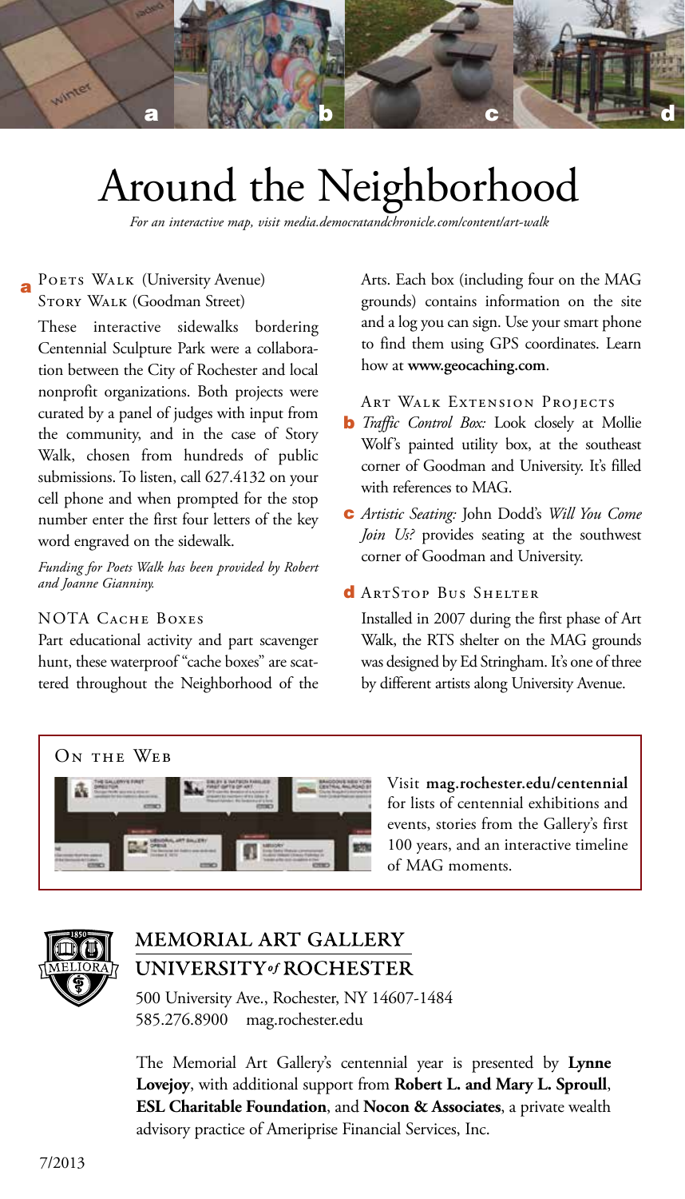# Around the Neighborhood

*For an interactive map, visit media.democratandchronicle.com/content/art-walk*

**a** POETS WALK (University Avenue)
STORY WALK (Goodman Street)

These interactive sidewalks bordering Centennial Sculpture Park were a collaboration between the City of Rochester and local nonprofit organizations. Both projects were curated by a panel of judges with input from the community, and in the case of Story Walk, chosen from hundreds of public submissions. To listen, call 627.4132 on your cell phone and when prompted for the stop number enter the first four letters of the key word engraved on the sidewalk.

*Funding for Poets Walk has been provided by Robert and Joanne Gianniny.*

NOTA CACHE BOXES

Part educational activity and part scavenger hunt, these waterproof "cache boxes" are scattered throughout the Neighborhood of the Arts. Each box (including four on the MAG grounds) contains information on the site and a log you can sign. Use your smart phone to find them using GPS coordinates. Learn how at **www.geocaching.com**.

ART WALK EXTENSION PROJECTS

**b** *Traffic Control Box:* Look closely at Mollie Wolf's painted utility box, at the southeast corner of Goodman and University. It's filled with references to MAG.

**c** *Artistic Seating:* John Dodd's *Will You Come Join Us?* provides seating at the southwest corner of Goodman and University.

**d** ARTSTOP BUS SHELTER

Installed in 2007 during the first phase of Art Walk, the RTS shelter on the MAG grounds was designed by Ed Stringham. It's one of three by different artists along University Avenue.

## ON THE WEB

Visit **mag.rochester.edu/centennial** for lists of centennial exhibitions and events, stories from the Gallery's first 100 years, and an interactive timeline of MAG moments.

**MEMORIAL ART GALLERY**
**UNIVERSITY *of* ROCHESTER**

500 University Ave., Rochester, NY 14607-1484
585.276.8900 mag.rochester.edu

The Memorial Art Gallery's centennial year is presented by **Lynne Lovejoy**, with additional support from **Robert L. and Mary L. Sproull**, **ESL Charitable Foundation**, and **Nocon & Associates**, a private wealth advisory practice of Ameriprise Financial Services, Inc.

7/2013